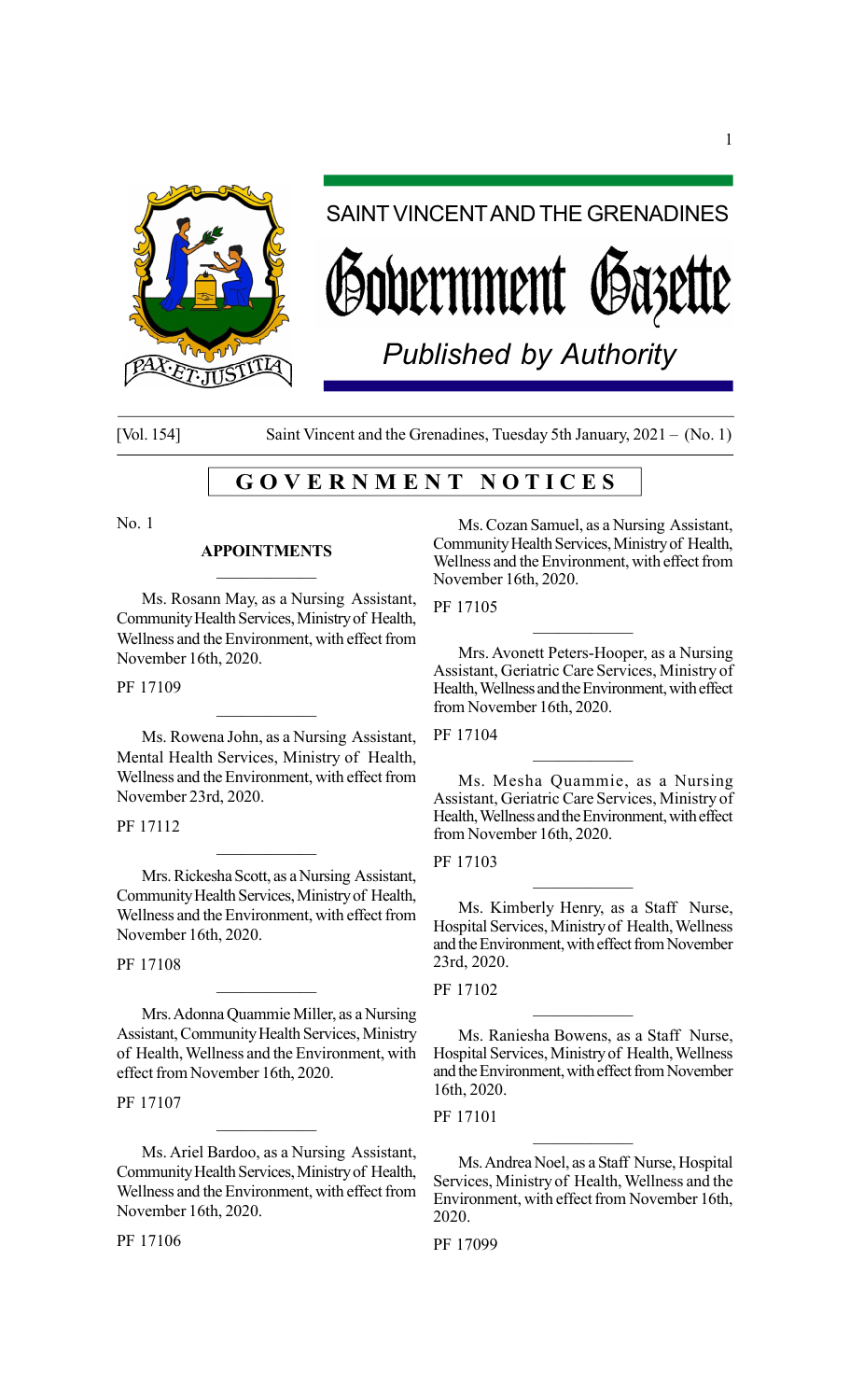# SAINT VINCENT AND THE GRENADINES

# Government Gazette

*Published by Authority*

[Vol. 154] Saint Vincent and the Grenadines, Tuesday 5th January, 2021 – (No. 1)

## GOVERNMENT NOTICES

No. 1

### APPOINTMENTS

Ms. Rosann May, as a Nursing Assistant, Community Health Services, Ministry of Health, Wellness and the Environment, with effect from November 16th, 2020.

PF 17109

---

Ms. Rowena John, as a Nursing Assistant, Mental Health Services, Ministry of Health, Wellness and the Environment, with effect from November 23rd, 2020.

PF 17112

---

Mrs. Rickesha Scott, as a Nursing Assistant, Community Health Services, Ministry of Health, Wellness and the Environment, with effect from November 16th, 2020.

PF 17108

---

Mrs. Adonna Quammie Miller, as a Nursing Assistant, Community Health Services, Ministry of Health, Wellness and the Environment, with effect from November 16th, 2020.

PF 17107

---

Ms. Ariel Bardoo, as a Nursing Assistant, Community Health Services, Ministry of Health, Wellness and the Environment, with effect from November 16th, 2020.

PF 17106

---

Ms. Cozan Samuel, as a Nursing Assistant, Community Health Services, Ministry of Health, Wellness and the Environment, with effect from November 16th, 2020.

PF 17105

---

Mrs. Avonett Peters-Hooper, as a Nursing Assistant, Geriatric Care Services, Ministry of Health, Wellness and the Environment, with effect from November 16th, 2020.

PF 17104

---

Ms. Mesha Quammie, as a Nursing Assistant, Geriatric Care Services, Ministry of Health, Wellness and the Environment, with effect from November 16th, 2020.

PF 17103

---

Ms. Kimberly Henry, as a Staff Nurse, Hospital Services, Ministry of Health, Wellness and the Environment, with effect from November 23rd, 2020.

PF 17102

---

Ms. Raniesha Bowens, as a Staff Nurse, Hospital Services, Ministry of Health, Wellness and the Environment, with effect from November 16th, 2020.

PF 17101

---

Ms. Andrea Noel, as a Staff Nurse, Hospital Services, Ministry of Health, Wellness and the Environment, with effect from November 16th, 2020.

PF 17099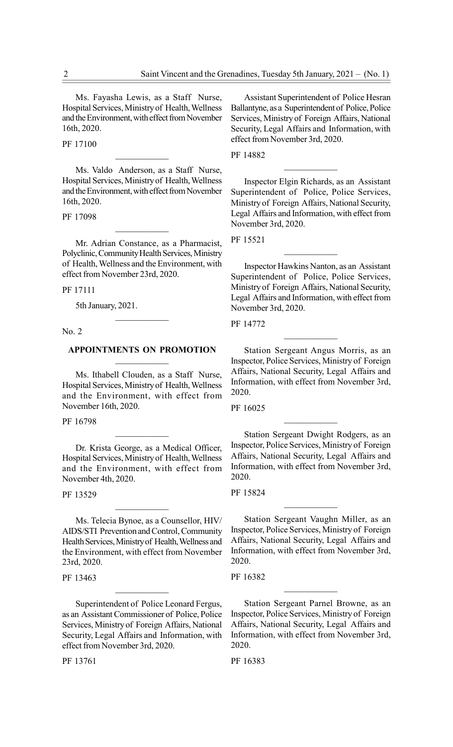Ms. Fayasha Lewis, as a Staff Nurse, Hospital Services, Ministry of Health, Wellness and the Environment, with effect from November 16th, 2020.

PF 17100

---

Ms. Valdo Anderson, as a Staff Nurse, Hospital Services, Ministry of Health, Wellness and the Environment, with effect from November 16th, 2020.

PF 17098

---

Mr. Adrian Constance, as a Pharmacist, Polyclinic, Community Health Services, Ministry of Health, Wellness and the Environment, with effect from November 23rd, 2020.

PF 17111

5th January, 2021.

---

No. 2

## APPOINTMENTS ON PROMOTION

---

Ms. Ithabell Clouden, as a Staff Nurse, Hospital Services, Ministry of Health, Wellness and the Environment, with effect from November 16th, 2020.

PF 16798

---

Dr. Krista George, as a Medical Officer, Hospital Services, Ministry of Health, Wellness and the Environment, with effect from November 4th, 2020.

PF 13529

---

Ms. Telecia Bynoe, as a Counsellor, HIV/AIDS/STI Prevention and Control, Community Health Services, Ministry of Health, Wellness and the Environment, with effect from November 23rd, 2020.

PF 13463

---

Superintendent of Police Leonard Fergus, as an Assistant Commissioner of Police, Police Services, Ministry of Foreign Affairs, National Security, Legal Affairs and Information, with effect from November 3rd, 2020.

PF 13761

---

Assistant Superintendent of Police Hesran Ballantyne, as a Superintendent of Police, Police Services, Ministry of Foreign Affairs, National Security, Legal Affairs and Information, with effect from November 3rd, 2020.

PF 14882

---

Inspector Elgin Richards, as an Assistant Superintendent of Police, Police Services, Ministry of Foreign Affairs, National Security, Legal Affairs and Information, with effect from November 3rd, 2020.

PF 15521

---

Inspector Hawkins Nanton, as an Assistant Superintendent of Police, Police Services, Ministry of Foreign Affairs, National Security, Legal Affairs and Information, with effect from November 3rd, 2020.

PF 14772

---

Station Sergeant Angus Morris, as an Inspector, Police Services, Ministry of Foreign Affairs, National Security, Legal Affairs and Information, with effect from November 3rd, 2020.

PF 16025

---

Station Sergeant Dwight Rodgers, as an Inspector, Police Services, Ministry of Foreign Affairs, National Security, Legal Affairs and Information, with effect from November 3rd, 2020.

PF 15824

---

Station Sergeant Vaughn Miller, as an Inspector, Police Services, Ministry of Foreign Affairs, National Security, Legal Affairs and Information, with effect from November 3rd, 2020.

PF 16382

---

Station Sergeant Parnel Browne, as an Inspector, Police Services, Ministry of Foreign Affairs, National Security, Legal Affairs and Information, with effect from November 3rd, 2020.

PF 16383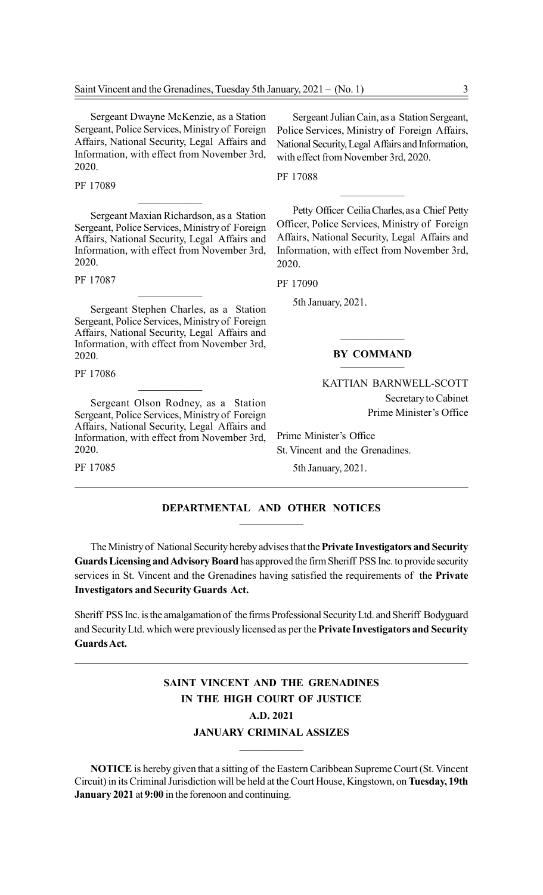Sergeant Dwayne McKenzie, as a Station Sergeant, Police Services, Ministry of Foreign Affairs, National Security, Legal Affairs and Information, with effect from November 3rd, 2020.

PF 17089

---

Sergeant Maxian Richardson, as a Station Sergeant, Police Services, Ministry of Foreign Affairs, National Security, Legal Affairs and Information, with effect from November 3rd, 2020.

PF 17087

---

Sergeant Stephen Charles, as a Station Sergeant, Police Services, Ministry of Foreign Affairs, National Security, Legal Affairs and Information, with effect from November 3rd, 2020.

PF 17086

---

Sergeant Olson Rodney, as a Station Sergeant, Police Services, Ministry of Foreign Affairs, National Security, Legal Affairs and Information, with effect from November 3rd, 2020.

PF 17085

Sergeant Julian Cain, as a Station Sergeant, Police Services, Ministry of Foreign Affairs, National Security, Legal Affairs and Information, with effect from November 3rd, 2020.

PF 17088

---

Petty Officer Ceilia Charles, as a Chief Petty Officer, Police Services, Ministry of Foreign Affairs, National Security, Legal Affairs and Information, with effect from November 3rd, 2020.

PF 17090

5th January, 2021.

---

**BY COMMAND**

---

KATTIAN BARNWELL-SCOTT
Secretary to Cabinet
Prime Minister's Office

Prime Minister's Office
St. Vincent and the Grenadines.

5th January, 2021.

---

## DEPARTMENTAL AND OTHER NOTICES

The Ministry of National Security hereby advises that the **Private Investigators and Security Guards Licensing and Advisory Board** has approved the firm Sheriff PSS Inc. to provide security services in St. Vincent and the Grenadines having satisfied the requirements of the **Private Investigators and Security Guards Act.**

Sheriff PSS Inc. is the amalgamation of the firms Professional Security Ltd. and Sheriff Bodyguard and Security Ltd. which were previously licensed as per the **Private Investigators and Security Guards Act.**

---

## SAINT VINCENT AND THE GRENADINES
## IN THE HIGH COURT OF JUSTICE
## A.D. 2021
## JANUARY CRIMINAL ASSIZES

**NOTICE** is hereby given that a sitting of the Eastern Caribbean Supreme Court (St. Vincent Circuit) in its Criminal Jurisdiction will be held at the Court House, Kingstown, on **Tuesday, 19th January 2021** at **9:00** in the forenoon and continuing.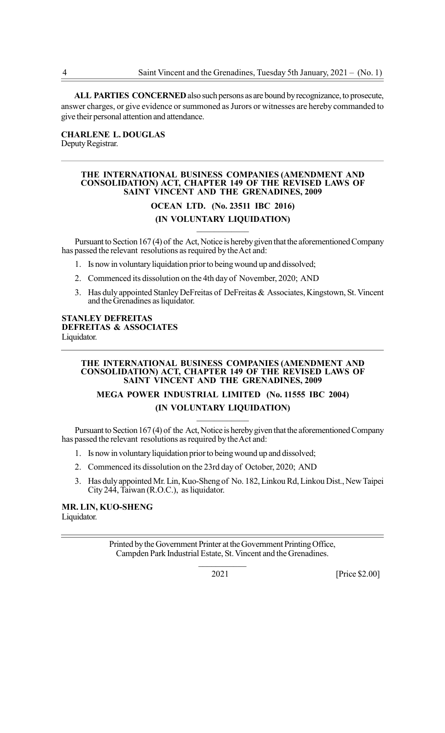**ALL PARTIES CONCERNED** also such persons as are bound by recognizance, to prosecute, answer charges, or give evidence or summoned as Jurors or witnesses are hereby commanded to give their personal attention and attendance.

**CHARLENE L. DOUGLAS**
Deputy Registrar.

---

**THE INTERNATIONAL BUSINESS COMPANIES (AMENDMENT AND CONSOLIDATION) ACT, CHAPTER 149 OF THE REVISED LAWS OF SAINT VINCENT AND THE GRENADINES, 2009**

**OCEAN LTD. (No. 23511 IBC 2016)**

**(IN VOLUNTARY LIQUIDATION)**

Pursuant to Section 167 (4) of the Act, Notice is hereby given that the aforementioned Company has passed the relevant resolutions as required by the Act and:

1. Is now in voluntary liquidation prior to being wound up and dissolved;
2. Commenced its dissolution on the 4th day of November, 2020; AND
3. Has duly appointed Stanley DeFreitas of DeFreitas & Associates, Kingstown, St. Vincent and the Grenadines as liquidator.

**STANLEY DEFREITAS**
**DEFREITAS & ASSOCIATES**
Liquidator.

---

**THE INTERNATIONAL BUSINESS COMPANIES (AMENDMENT AND CONSOLIDATION) ACT, CHAPTER 149 OF THE REVISED LAWS OF SAINT VINCENT AND THE GRENADINES, 2009**

**MEGA POWER INDUSTRIAL LIMITED (No. 11555 IBC 2004)**

**(IN VOLUNTARY LIQUIDATION)**

Pursuant to Section 167 (4) of the Act, Notice is hereby given that the aforementioned Company has passed the relevant resolutions as required by the Act and:

1. Is now in voluntary liquidation prior to being wound up and dissolved;
2. Commenced its dissolution on the 23rd day of October, 2020; AND
3. Has duly appointed Mr. Lin, Kuo-Sheng of No. 182, Linkou Rd, Linkou Dist., New Taipei City 244, Taiwan (R.O.C.), as liquidator.

**MR. LIN, KUO-SHENG**
Liquidator.

---

Printed by the Government Printer at the Government Printing Office, Campden Park Industrial Estate, St. Vincent and the Grenadines.

2021 [Price $2.00]